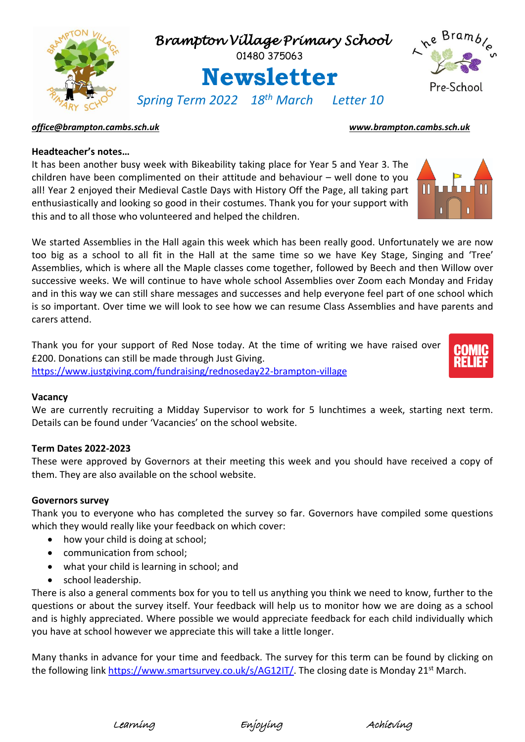# Brampton Village Primary School

01480 375063

# Newsletter

*Spring Term 2022 18th March Letter 10*

The Brambles Pre-School

***office@brampton.cambs.sch.uk*** ***www.brampton.cambs.sch.uk***

**Headteacher's notes…**

It has been another busy week with Bikeability taking place for Year 5 and Year 3. The children have been complimented on their attitude and behaviour – well done to you all! Year 2 enjoyed their Medieval Castle Days with History Off the Page, all taking part enthusiastically and looking so good in their costumes. Thank you for your support with this and to all those who volunteered and helped the children.

We started Assemblies in the Hall again this week which has been really good. Unfortunately we are now too big as a school to all fit in the Hall at the same time so we have Key Stage, Singing and 'Tree' Assemblies, which is where all the Maple classes come together, followed by Beech and then Willow over successive weeks. We will continue to have whole school Assemblies over Zoom each Monday and Friday and in this way we can still share messages and successes and help everyone feel part of one school which is so important. Over time we will look to see how we can resume Class Assemblies and have parents and carers attend.

Thank you for your support of Red Nose today. At the time of writing we have raised over £200. Donations can still be made through Just Giving.
https://www.justgiving.com/fundraising/rednoseday22-brampton-village

**Vacancy**

We are currently recruiting a Midday Supervisor to work for 5 lunchtimes a week, starting next term. Details can be found under 'Vacancies' on the school website.

**Term Dates 2022-2023**

These were approved by Governors at their meeting this week and you should have received a copy of them. They are also available on the school website.

**Governors survey**

Thank you to everyone who has completed the survey so far. Governors have compiled some questions which they would really like your feedback on which cover:

- how your child is doing at school;
- communication from school;
- what your child is learning in school; and
- school leadership.

There is also a general comments box for you to tell us anything you think we need to know, further to the questions or about the survey itself. Your feedback will help us to monitor how we are doing as a school and is highly appreciated. Where possible we would appreciate feedback for each child individually which you have at school however we appreciate this will take a little longer.

Many thanks in advance for your time and feedback. The survey for this term can be found by clicking on the following link https://www.smartsurvey.co.uk/s/AG12IT/. The closing date is Monday 21st March.

*Learning* *Enjoying* *Achieving*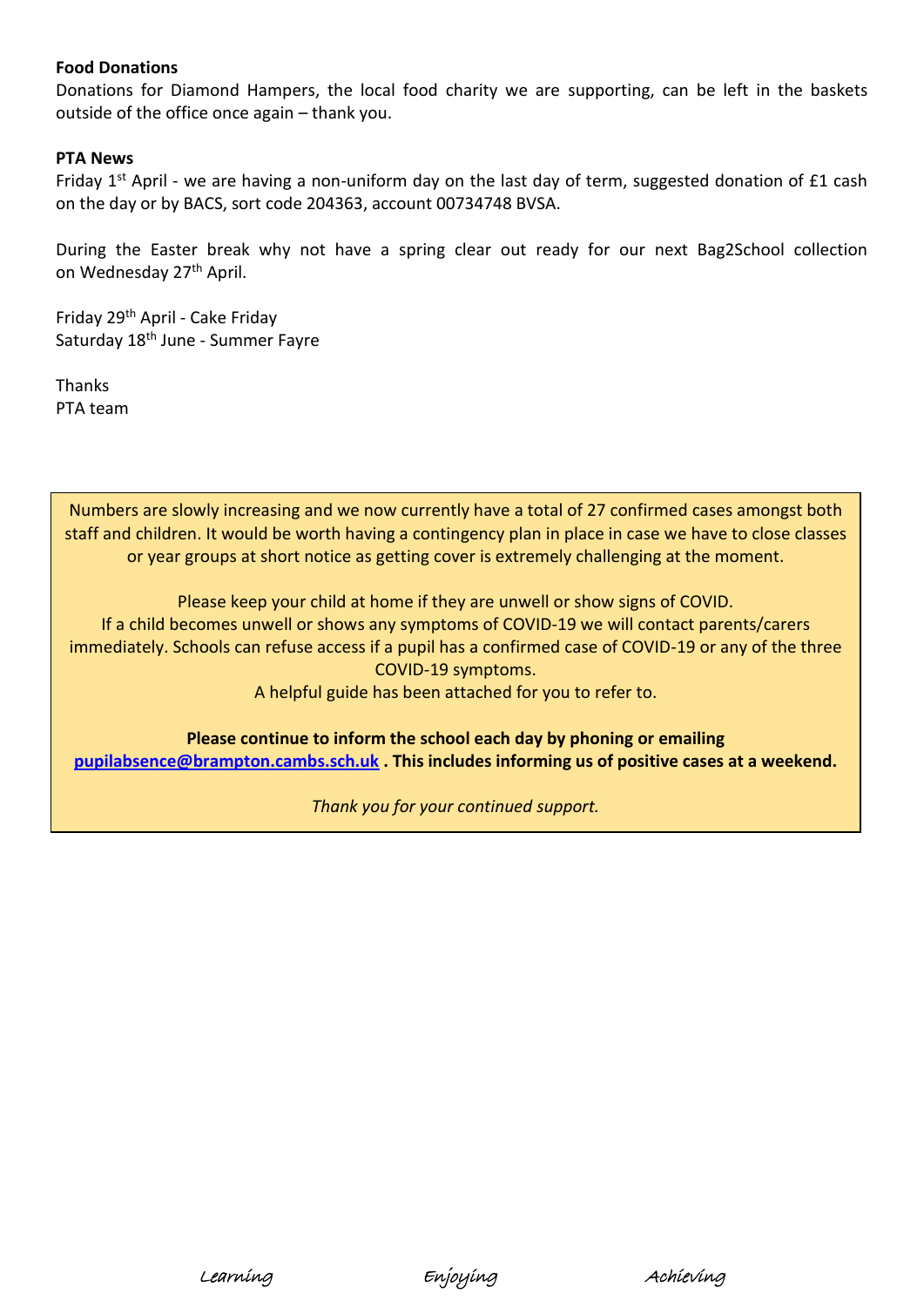**Food Donations**

Donations for Diamond Hampers, the local food charity we are supporting, can be left in the baskets outside of the office once again – thank you.

**PTA News**

Friday 1st April - we are having a non-uniform day on the last day of term, suggested donation of £1 cash on the day or by BACS, sort code 204363, account 00734748 BVSA.

During the Easter break why not have a spring clear out ready for our next Bag2School collection on Wednesday 27th April.

Friday 29th April - Cake Friday
Saturday 18th June - Summer Fayre

Thanks
PTA team

Numbers are slowly increasing and we now currently have a total of 27 confirmed cases amongst both staff and children. It would be worth having a contingency plan in place in case we have to close classes or year groups at short notice as getting cover is extremely challenging at the moment.

Please keep your child at home if they are unwell or show signs of COVID.
If a child becomes unwell or shows any symptoms of COVID-19 we will contact parents/carers immediately. Schools can refuse access if a pupil has a confirmed case of COVID-19 or any of the three COVID-19 symptoms.
A helpful guide has been attached for you to refer to.

**Please continue to inform the school each day by phoning or emailing pupilabsence@brampton.cambs.sch.uk . This includes informing us of positive cases at a weekend.**

*Thank you for your continued support.*

Learning Enjoying Achieving